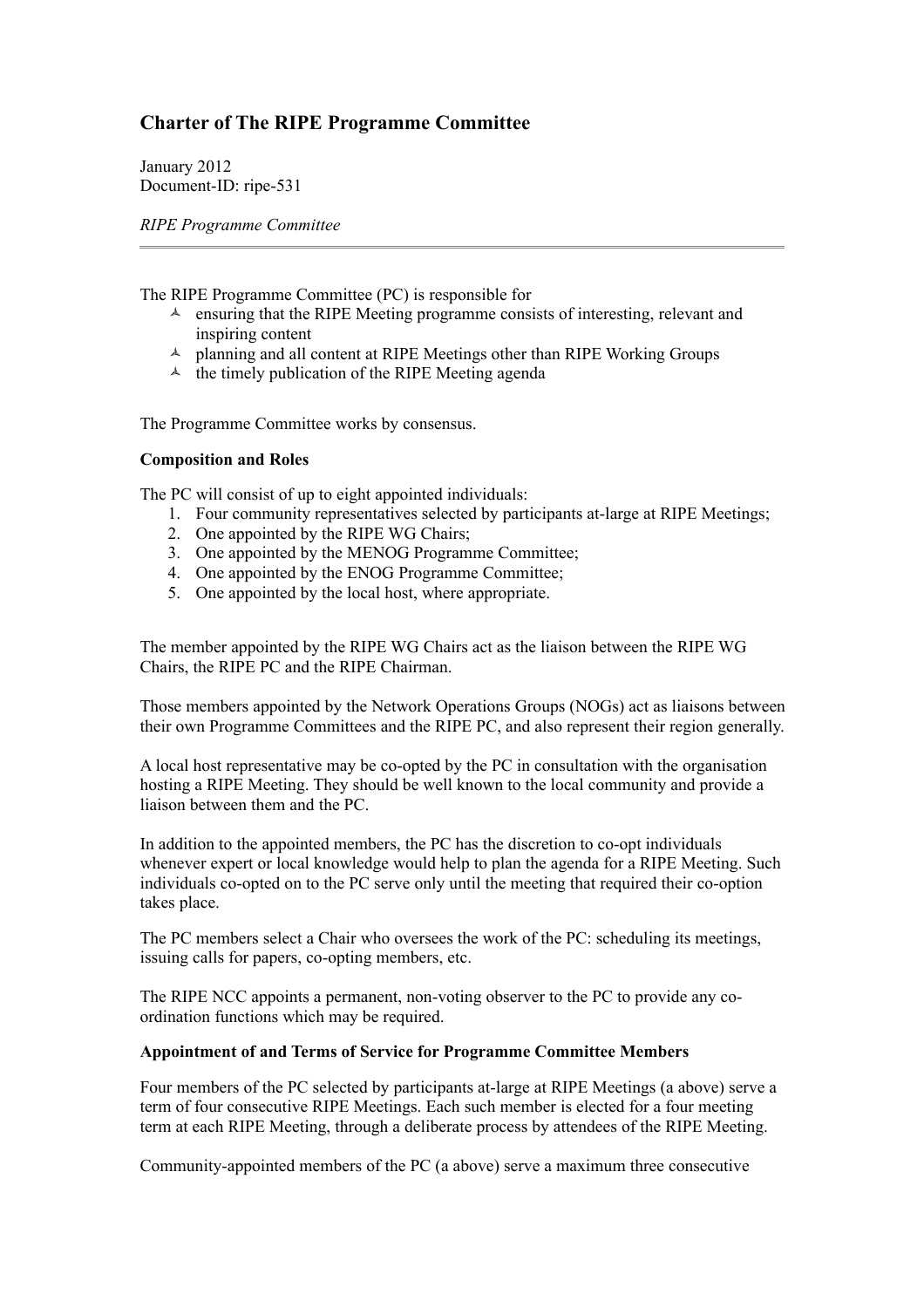# Charter of The RIPE Programme Committee

January 2012
Document-ID: ripe-531

*RIPE Programme Committee*

---

The RIPE Programme Committee (PC) is responsible for

- ensuring that the RIPE Meeting programme consists of interesting, relevant and inspiring content
- planning and all content at RIPE Meetings other than RIPE Working Groups
- the timely publication of the RIPE Meeting agenda

The Programme Committee works by consensus.

**Composition and Roles**

The PC will consist of up to eight appointed individuals:

1. Four community representatives selected by participants at-large at RIPE Meetings;
2. One appointed by the RIPE WG Chairs;
3. One appointed by the MENOG Programme Committee;
4. One appointed by the ENOG Programme Committee;
5. One appointed by the local host, where appropriate.

The member appointed by the RIPE WG Chairs act as the liaison between the RIPE WG Chairs, the RIPE PC and the RIPE Chairman.

Those members appointed by the Network Operations Groups (NOGs) act as liaisons between their own Programme Committees and the RIPE PC, and also represent their region generally.

A local host representative may be co-opted by the PC in consultation with the organisation hosting a RIPE Meeting. They should be well known to the local community and provide a liaison between them and the PC.

In addition to the appointed members, the PC has the discretion to co-opt individuals whenever expert or local knowledge would help to plan the agenda for a RIPE Meeting. Such individuals co-opted on to the PC serve only until the meeting that required their co-option takes place.

The PC members select a Chair who oversees the work of the PC: scheduling its meetings, issuing calls for papers, co-opting members, etc.

The RIPE NCC appoints a permanent, non-voting observer to the PC to provide any co-ordination functions which may be required.

**Appointment of and Terms of Service for Programme Committee Members**

Four members of the PC selected by participants at-large at RIPE Meetings (a above) serve a term of four consecutive RIPE Meetings. Each such member is elected for a four meeting term at each RIPE Meeting, through a deliberate process by attendees of the RIPE Meeting.

Community-appointed members of the PC (a above) serve a maximum three consecutive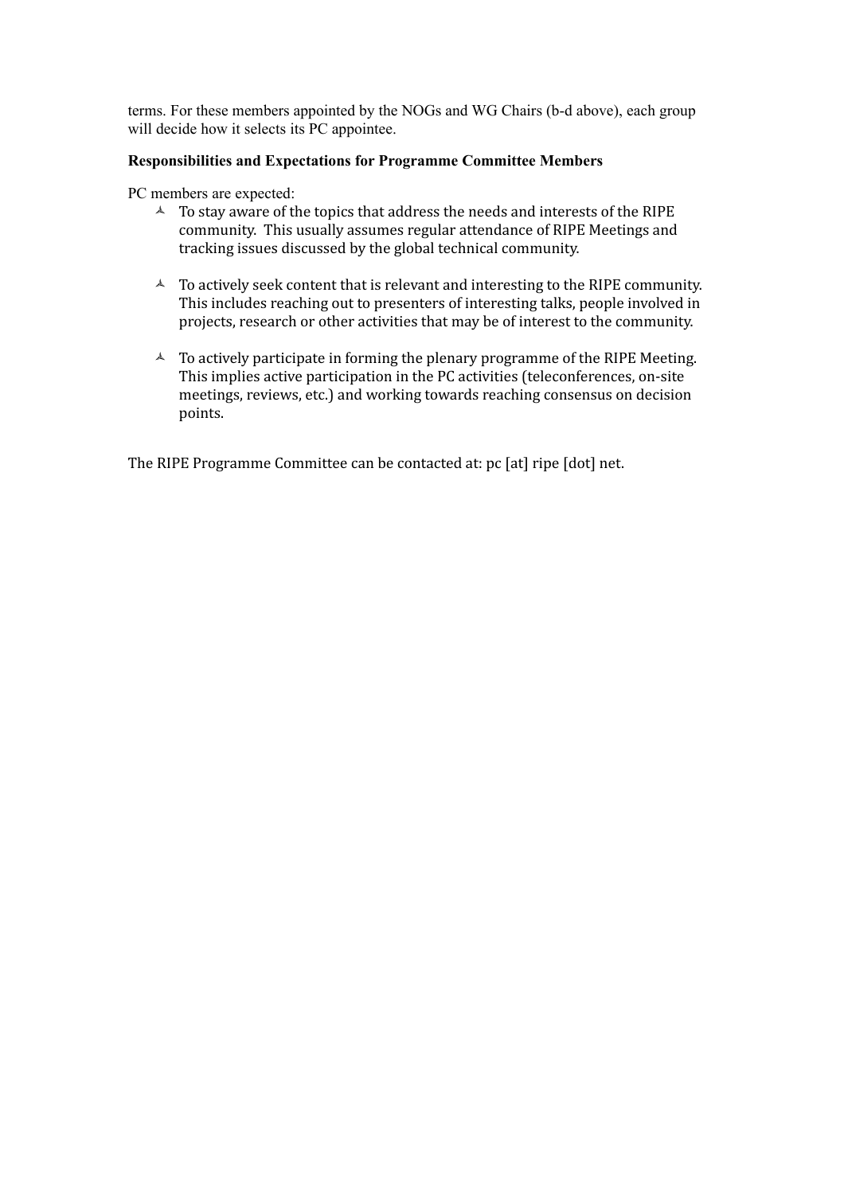terms. For these members appointed by the NOGs and WG Chairs (b-d above), each group will decide how it selects its PC appointee.

**Responsibilities and Expectations for Programme Committee Members**

PC members are expected:

- To stay aware of the topics that address the needs and interests of the RIPE community. This usually assumes regular attendance of RIPE Meetings and tracking issues discussed by the global technical community.

- To actively seek content that is relevant and interesting to the RIPE community. This includes reaching out to presenters of interesting talks, people involved in projects, research or other activities that may be of interest to the community.

- To actively participate in forming the plenary programme of the RIPE Meeting. This implies active participation in the PC activities (teleconferences, on-site meetings, reviews, etc.) and working towards reaching consensus on decision points.

The RIPE Programme Committee can be contacted at: pc [at] ripe [dot] net.